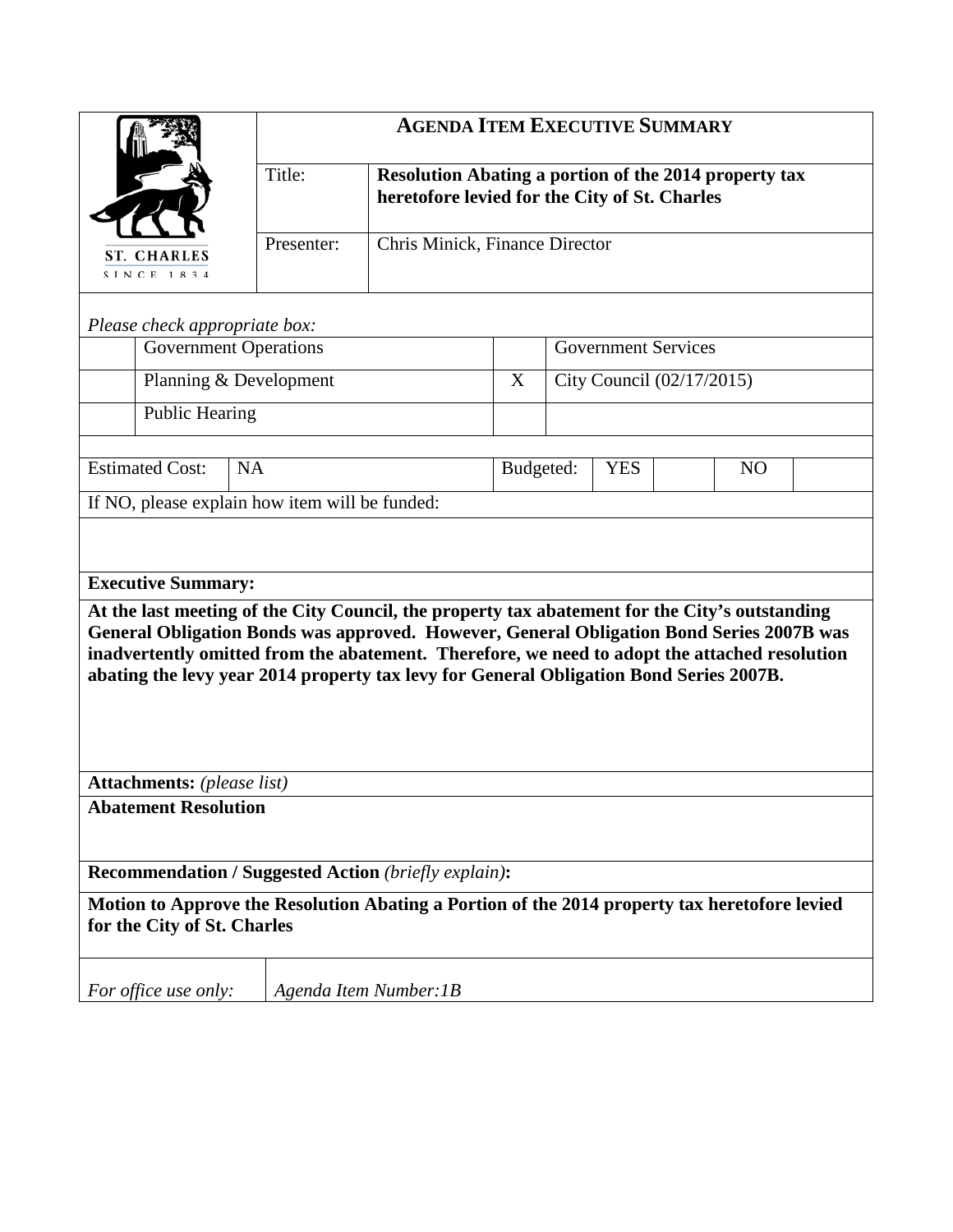| ST. CHARLES SINCE 1834 | **AGENDA ITEM EXECUTIVE SUMMARY** | |
|---|---|---|
| | Title: | **Resolution Abating a portion of the 2014 property tax heretofore levied for the City of St. Charles** |
| | Presenter: | Chris Minick, Finance Director |

*Please check appropriate box:*

| | | | |
|---|---|---|---|
| | Government Operations | | Government Services |
| | Planning & Development | X | City Council (02/17/2015) |
| | Public Hearing | | |

| Estimated Cost: | NA | Budgeted: | YES | | NO | |
|---|---|---|---|---|---|---|

If NO, please explain how item will be funded:

**Executive Summary:**

**At the last meeting of the City Council, the property tax abatement for the City's outstanding General Obligation Bonds was approved. However, General Obligation Bond Series 2007B was inadvertently omitted from the abatement. Therefore, we need to adopt the attached resolution abating the levy year 2014 property tax levy for General Obligation Bond Series 2007B.**

**Attachments:** *(please list)*

**Abatement Resolution**

**Recommendation / Suggested Action** *(briefly explain)***:**

**Motion to Approve the Resolution Abating a Portion of the 2014 property tax heretofore levied for the City of St. Charles**

| *For office use only:* | *Agenda Item Number:1B* |
|---|---|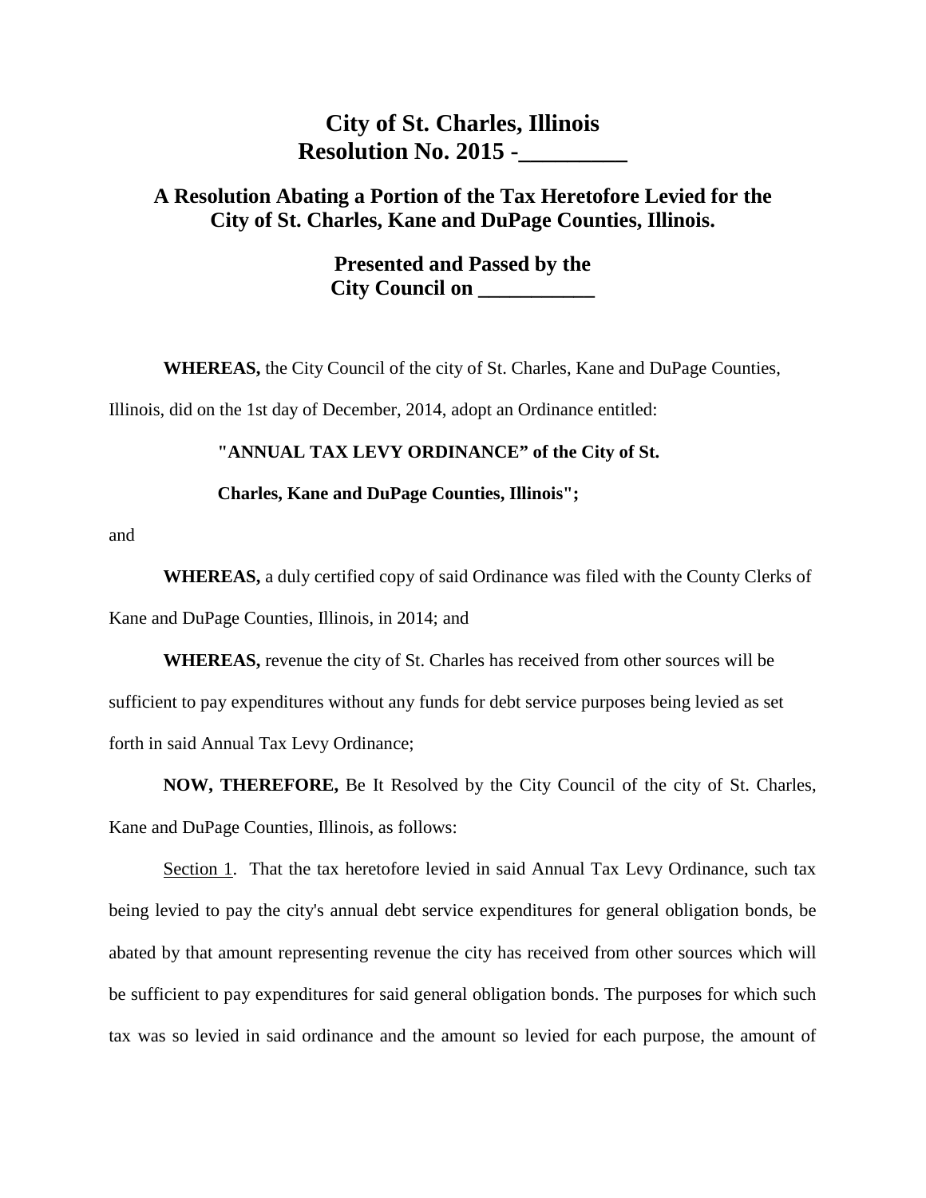# City of St. Charles, Illinois
# Resolution No. 2015 -_________

## A Resolution Abating a Portion of the Tax Heretofore Levied for the City of St. Charles, Kane and DuPage Counties, Illinois.

### Presented and Passed by the City Council on ___________

**WHEREAS,** the City Council of the city of St. Charles, Kane and DuPage Counties, Illinois, did on the 1st day of December, 2014, adopt an Ordinance entitled:

**"ANNUAL TAX LEVY ORDINANCE" of the City of St. Charles, Kane and DuPage Counties, Illinois";**

and

**WHEREAS,** a duly certified copy of said Ordinance was filed with the County Clerks of Kane and DuPage Counties, Illinois, in 2014; and

**WHEREAS,** revenue the city of St. Charles has received from other sources will be sufficient to pay expenditures without any funds for debt service purposes being levied as set forth in said Annual Tax Levy Ordinance;

**NOW, THEREFORE,** Be It Resolved by the City Council of the city of St. Charles, Kane and DuPage Counties, Illinois, as follows:

Section 1. That the tax heretofore levied in said Annual Tax Levy Ordinance, such tax being levied to pay the city's annual debt service expenditures for general obligation bonds, be abated by that amount representing revenue the city has received from other sources which will be sufficient to pay expenditures for said general obligation bonds. The purposes for which such tax was so levied in said ordinance and the amount so levied for each purpose, the amount of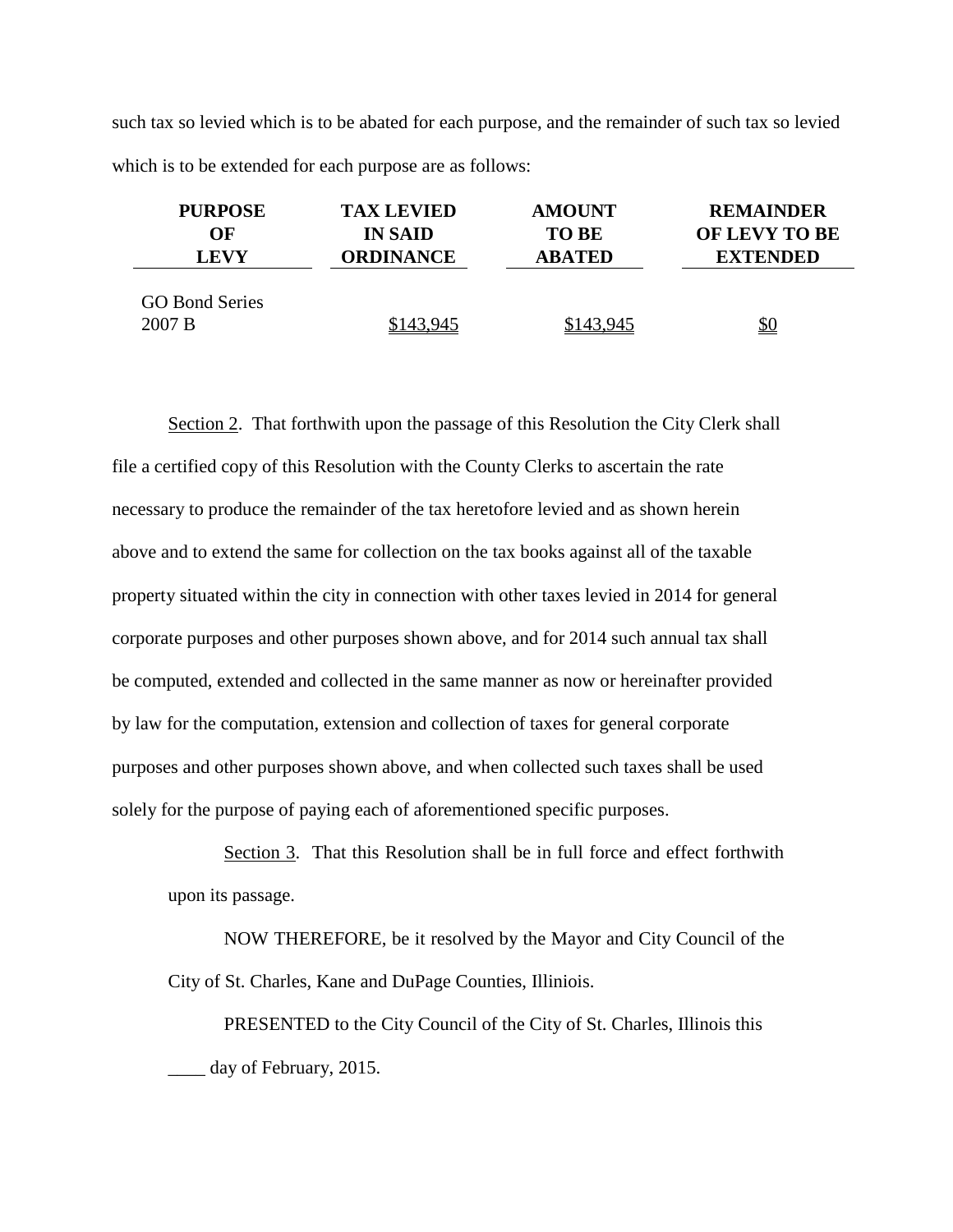such tax so levied which is to be abated for each purpose, and the remainder of such tax so levied which is to be extended for each purpose are as follows:

| PURPOSE OF LEVY | TAX LEVIED IN SAID ORDINANCE | AMOUNT TO BE ABATED | REMAINDER OF LEVY TO BE EXTENDED |
|---|---|---|---|
| GO Bond Series 2007 B | $143,945 | $143,945 | $0 |

Section 2. That forthwith upon the passage of this Resolution the City Clerk shall file a certified copy of this Resolution with the County Clerks to ascertain the rate necessary to produce the remainder of the tax heretofore levied and as shown herein above and to extend the same for collection on the tax books against all of the taxable property situated within the city in connection with other taxes levied in 2014 for general corporate purposes and other purposes shown above, and for 2014 such annual tax shall be computed, extended and collected in the same manner as now or hereinafter provided by law for the computation, extension and collection of taxes for general corporate purposes and other purposes shown above, and when collected such taxes shall be used solely for the purpose of paying each of aforementioned specific purposes.

Section 3. That this Resolution shall be in full force and effect forthwith upon its passage.

NOW THEREFORE, be it resolved by the Mayor and City Council of the City of St. Charles, Kane and DuPage Counties, Illiniois.

PRESENTED to the City Council of the City of St. Charles, Illinois this ____ day of February, 2015.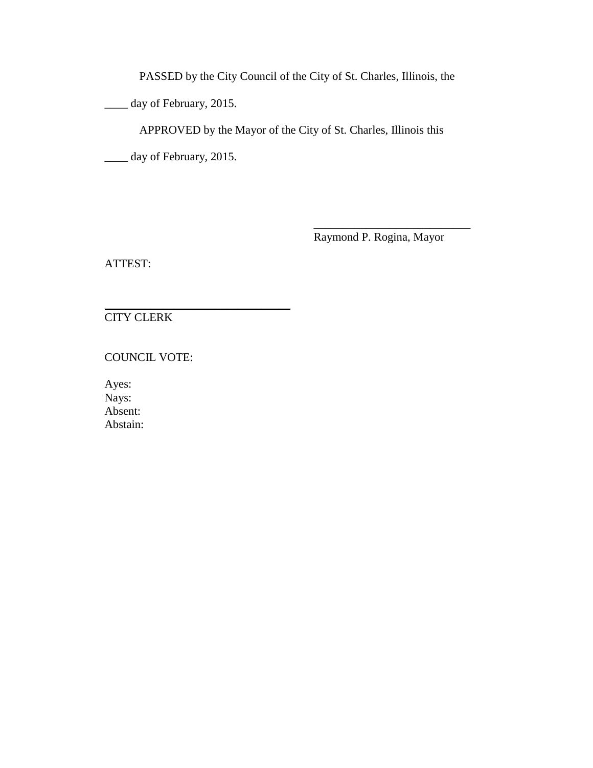PASSED by the City Council of the City of St. Charles, Illinois, the

____ day of February, 2015.

APPROVED by the Mayor of the City of St. Charles, Illinois this

____ day of February, 2015.

___________________________
Raymond P. Rogina, Mayor

ATTEST:

_______________________________
CITY CLERK

COUNCIL VOTE:

Ayes:
Nays:
Absent:
Abstain: